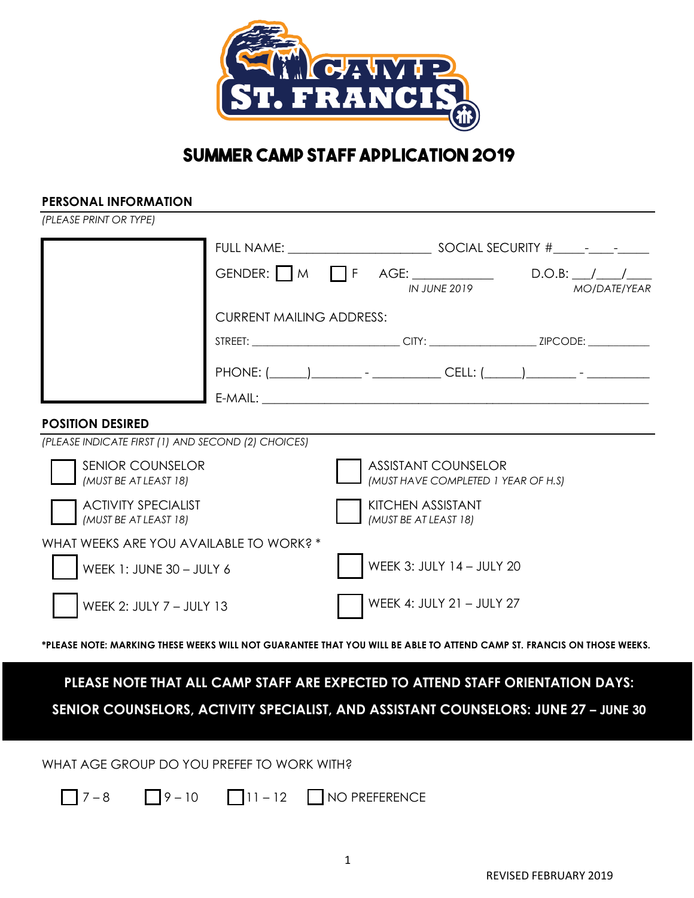# SUMMER CAMP STAFF APPLICATION 2019

## PERSONAL INFORMATION

*(PLEASE PRINT OR TYPE)*

FULL NAME: ____________________ SOCIAL SECURITY #_____-____-_____

GENDER: ☐ M ☐ F AGE: ____________ D.O.B: ___/____/____
*IN JUNE 2019* *MO/DATE/YEAR*

CURRENT MAILING ADDRESS:

STREET: ________________________ CITY: ________________ ZIPCODE: __________

PHONE: (_____)_______ - __________ CELL: (_____)_______ - __________

E-MAIL: ____________________________________________________________

## POSITION DESIRED

*(PLEASE INDICATE FIRST (1) AND SECOND (2) CHOICES)*

☐ SENIOR COUNSELOR *(MUST BE AT LEAST 18)*

☐ ASSISTANT COUNSELOR *(MUST HAVE COMPLETED 1 YEAR OF H.S)*

☐ ACTIVITY SPECIALIST *(MUST BE AT LEAST 18)*

☐ KITCHEN ASSISTANT *(MUST BE AT LEAST 18)*

WHAT WEEKS ARE YOU AVAILABLE TO WORK? *

☐ WEEK 1: JUNE 30 – JULY 6

☐ WEEK 2: JULY 7 – JULY 13

☐ WEEK 3: JULY 14 – JULY 20

☐ WEEK 4: JULY 21 – JULY 27

***PLEASE NOTE: MARKING THESE WEEKS WILL NOT GUARANTEE THAT YOU WILL BE ABLE TO ATTEND CAMP ST. FRANCIS ON THOSE WEEKS.**

**PLEASE NOTE THAT ALL CAMP STAFF ARE EXPECTED TO ATTEND STAFF ORIENTATION DAYS:**

**SENIOR COUNSELORS, ACTIVITY SPECIALIST, AND ASSISTANT COUNSELORS: JUNE 27 – JUNE 30**

WHAT AGE GROUP DO YOU PREFEF TO WORK WITH?

☐ 7 – 8 ☐ 9 – 10 ☐ 11 – 12 ☐ NO PREFERENCE

REVISED FEBRUARY 2019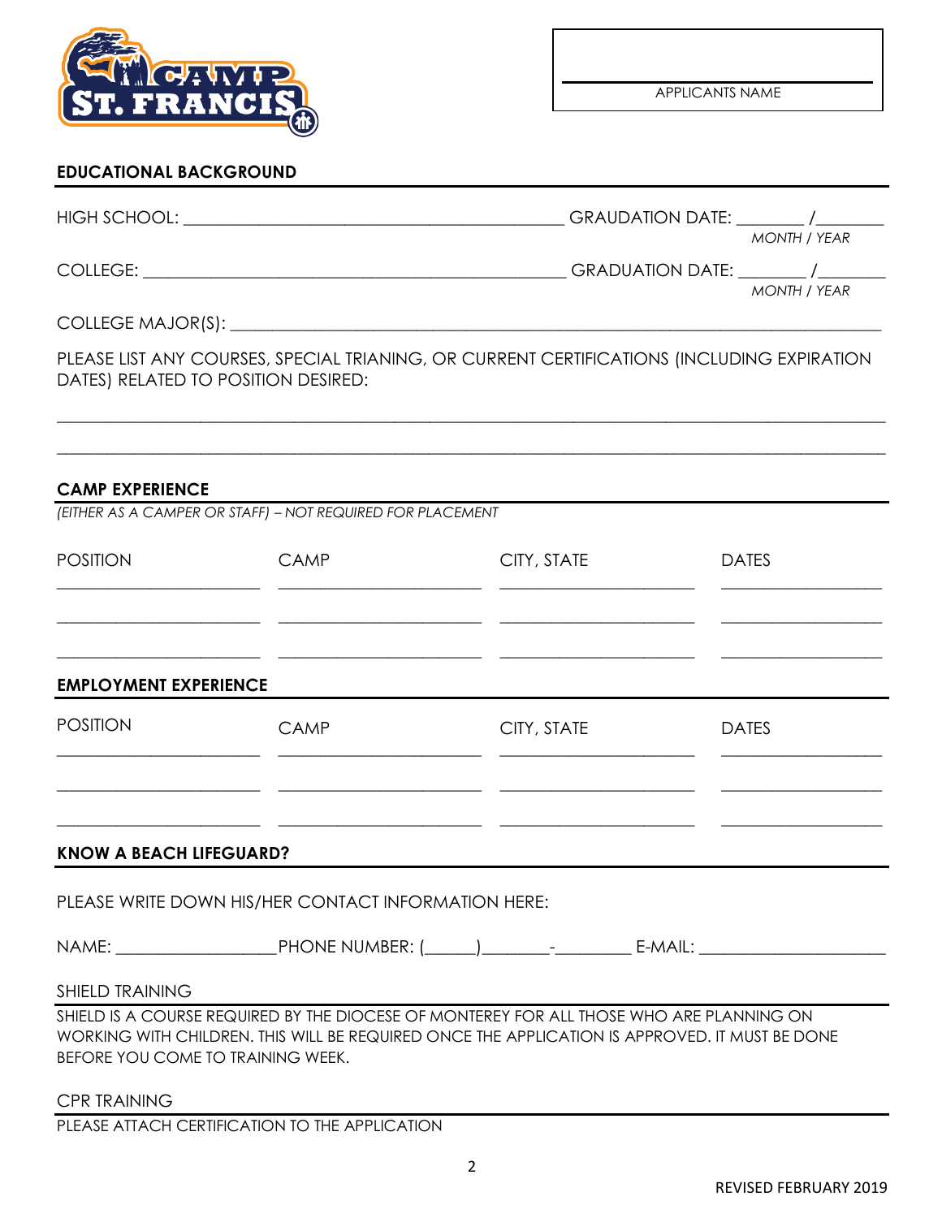APPLICANTS NAME

## EDUCATIONAL BACKGROUND

HIGH SCHOOL: ______________________________ GRAUDATION DATE: _______ /_______
MONTH / YEAR

COLLEGE: ______________________________ GRADUATION DATE: _______ /_______
MONTH / YEAR

COLLEGE MAJOR(S): ______________________________

PLEASE LIST ANY COURSES, SPECIAL TRIANING, OR CURRENT CERTIFICATIONS (INCLUDING EXPIRATION DATES) RELATED TO POSITION DESIRED:

______________________________

______________________________

## CAMP EXPERIENCE

*(EITHER AS A CAMPER OR STAFF) – NOT REQUIRED FOR PLACEMENT*

| POSITION | CAMP | CITY, STATE | DATES |
|---|---|---|---|
| | | | |
| | | | |
| | | | |

## EMPLOYMENT EXPERIENCE

| POSITION | CAMP | CITY, STATE | DATES |
|---|---|---|---|
| | | | |
| | | | |
| | | | |

## KNOW A BEACH LIFEGUARD?

PLEASE WRITE DOWN HIS/HER CONTACT INFORMATION HERE:

NAME: _________________PHONE NUMBER: (______)________-_________ E-MAIL: ____________________

### SHIELD TRAINING

SHIELD IS A COURSE REQUIRED BY THE DIOCESE OF MONTEREY FOR ALL THOSE WHO ARE PLANNING ON WORKING WITH CHILDREN. THIS WILL BE REQUIRED ONCE THE APPLICATION IS APPROVED. IT MUST BE DONE BEFORE YOU COME TO TRAINING WEEK.

### CPR TRAINING

PLEASE ATTACH CERTIFICATION TO THE APPLICATION

REVISED FEBRUARY 2019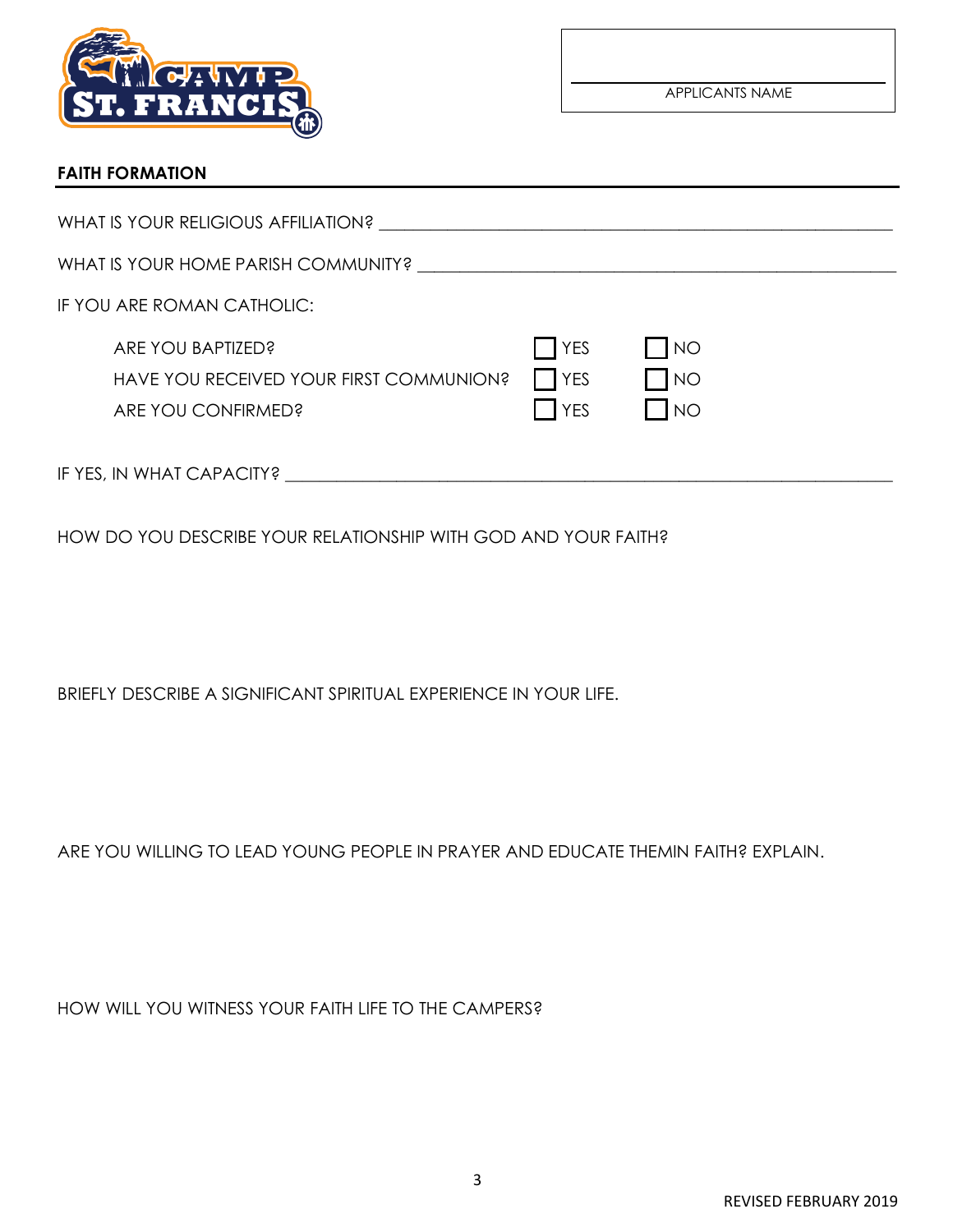APPLICANTS NAME

## FAITH FORMATION

WHAT IS YOUR RELIGIOUS AFFILIATION? ___________________________________________________

WHAT IS YOUR HOME PARISH COMMUNITY? _______________________________________________

IF YOU ARE ROMAN CATHOLIC:

| | | |
|---|---|---|
| ARE YOU BAPTIZED? | ☐ YES | ☐ NO |
| HAVE YOU RECEIVED YOUR FIRST COMMUNION? | ☐ YES | ☐ NO |
| ARE YOU CONFIRMED? | ☐ YES | ☐ NO |

IF YES, IN WHAT CAPACITY? _____________________________________________________________

HOW DO YOU DESCRIBE YOUR RELATIONSHIP WITH GOD AND YOUR FAITH?

BRIEFLY DESCRIBE A SIGNIFICANT SPIRITUAL EXPERIENCE IN YOUR LIFE.

ARE YOU WILLING TO LEAD YOUNG PEOPLE IN PRAYER AND EDUCATE THEMIN FAITH? EXPLAIN.

HOW WILL YOU WITNESS YOUR FAITH LIFE TO THE CAMPERS?

REVISED FEBRUARY 2019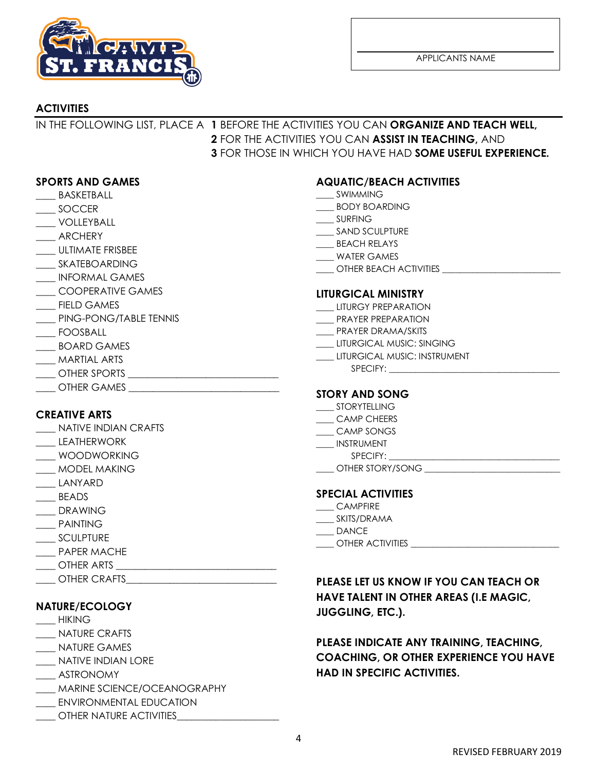APPLICANTS NAME

## ACTIVITIES

IN THE FOLLOWING LIST, PLACE A **1** BEFORE THE ACTIVITIES YOU CAN **ORGANIZE AND TEACH WELL,**
**2** FOR THE ACTIVITIES YOU CAN **ASSIST IN TEACHING,** AND
**3** FOR THOSE IN WHICH YOU HAVE HAD **SOME USEFUL EXPERIENCE.**

### SPORTS AND GAMES

____ BASKETBALL
____ SOCCER
____ VOLLEYBALL
____ ARCHERY
____ ULTIMATE FRISBEE
____ SKATEBOARDING
____ INFORMAL GAMES
____ COOPERATIVE GAMES
____ FIELD GAMES
____ PING-PONG/TABLE TENNIS
____ FOOSBALL
____ BOARD GAMES
____ MARTIAL ARTS
____ OTHER SPORTS ____________________________
____ OTHER GAMES ____________________________

### CREATIVE ARTS

____ NATIVE INDIAN CRAFTS
____ LEATHERWORK
____ WOODWORKING
____ MODEL MAKING
____ LANYARD
____ BEADS
____ DRAWING
____ PAINTING
____ SCULPTURE
____ PAPER MACHE
____ OTHER ARTS ______________________________
____ OTHER CRAFTS_____________________________

### NATURE/ECOLOGY

____ HIKING
____ NATURE CRAFTS
____ NATURE GAMES
____ NATIVE INDIAN LORE
____ ASTRONOMY
____ MARINE SCIENCE/OCEANOGRAPHY
____ ENVIRONMENTAL EDUCATION
____ OTHER NATURE ACTIVITIES___________________

### AQUATIC/BEACH ACTIVITIES

____ SWIMMING
____ BODY BOARDING
____ SURFING
____ SAND SCULPTURE
____ BEACH RELAYS
____ WATER GAMES
____ OTHER BEACH ACTIVITIES ______________________

### LITURGICAL MINISTRY

____ LITURGY PREPARATION
____ PRAYER PREPARATION
____ PRAYER DRAMA/SKITS
____ LITURGICAL MUSIC: SINGING
____ LITURGICAL MUSIC: INSTRUMENT
SPECIFY: ________________________________

### STORY AND SONG

____ STORYTELLING
____ CAMP CHEERS
____ CAMP SONGS
____ INSTRUMENT
SPECIFY: ________________________________
____ OTHER STORY/SONG _________________________

### SPECIAL ACTIVITIES

____ CAMPFIRE
____ SKITS/DRAMA
____ DANCE
____ OTHER ACTIVITIES ____________________________

**PLEASE LET US KNOW IF YOU CAN TEACH OR HAVE TALENT IN OTHER AREAS (I.E MAGIC, JUGGLING, ETC.).**

**PLEASE INDICATE ANY TRAINING, TEACHING, COACHING, OR OTHER EXPERIENCE YOU HAVE HAD IN SPECIFIC ACTIVITIES.**

REVISED FEBRUARY 2019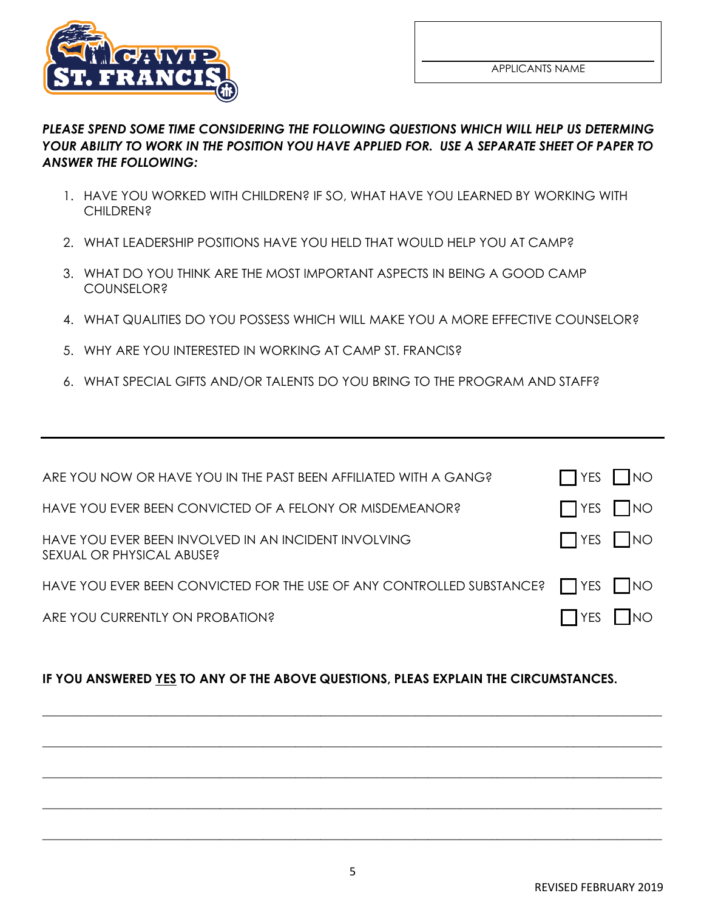APPLICANTS NAME: ______________________

***PLEASE SPEND SOME TIME CONSIDERING THE FOLLOWING QUESTIONS WHICH WILL HELP US DETERMING YOUR ABILITY TO WORK IN THE POSITION YOU HAVE APPLIED FOR. USE A SEPARATE SHEET OF PAPER TO ANSWER THE FOLLOWING:***

1. HAVE YOU WORKED WITH CHILDREN? IF SO, WHAT HAVE YOU LEARNED BY WORKING WITH CHILDREN?
2. WHAT LEADERSHIP POSITIONS HAVE YOU HELD THAT WOULD HELP YOU AT CAMP?
3. WHAT DO YOU THINK ARE THE MOST IMPORTANT ASPECTS IN BEING A GOOD CAMP COUNSELOR?
4. WHAT QUALITIES DO YOU POSSESS WHICH WILL MAKE YOU A MORE EFFECTIVE COUNSELOR?
5. WHY ARE YOU INTERESTED IN WORKING AT CAMP ST. FRANCIS?
6. WHAT SPECIAL GIFTS AND/OR TALENTS DO YOU BRING TO THE PROGRAM AND STAFF?

---

| | | |
|---|---|---|
| ARE YOU NOW OR HAVE YOU IN THE PAST BEEN AFFILIATED WITH A GANG? | ☐ YES | ☐ NO |
| HAVE YOU EVER BEEN CONVICTED OF A FELONY OR MISDEMEANOR? | ☐ YES | ☐ NO |
| HAVE YOU EVER BEEN INVOLVED IN AN INCIDENT INVOLVING SEXUAL OR PHYSICAL ABUSE? | ☐ YES | ☐ NO |
| HAVE YOU EVER BEEN CONVICTED FOR THE USE OF ANY CONTROLLED SUBSTANCE? | ☐ YES | ☐ NO |
| ARE YOU CURRENTLY ON PROBATION? | ☐ YES | ☐ NO |

**IF YOU ANSWERED <u>YES</u> TO ANY OF THE ABOVE QUESTIONS, PLEAS EXPLAIN THE CIRCUMSTANCES.**

______________________________________________________________________________

______________________________________________________________________________

______________________________________________________________________________

______________________________________________________________________________

______________________________________________________________________________

REVISED FEBRUARY 2019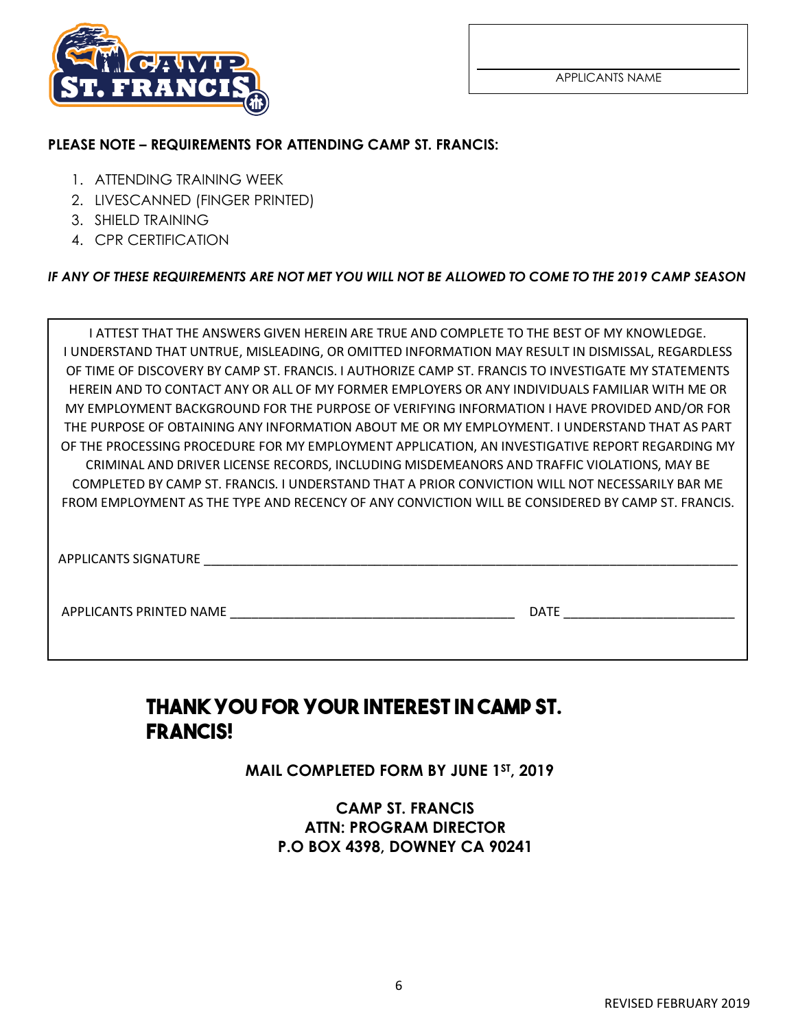APPLICANTS NAME

**PLEASE NOTE – REQUIREMENTS FOR ATTENDING CAMP ST. FRANCIS:**

1. ATTENDING TRAINING WEEK
2. LIVESCANNED (FINGER PRINTED)
3. SHIELD TRAINING
4. CPR CERTIFICATION

***IF ANY OF THESE REQUIREMENTS ARE NOT MET YOU WILL NOT BE ALLOWED TO COME TO THE 2019 CAMP SEASON***

I ATTEST THAT THE ANSWERS GIVEN HEREIN ARE TRUE AND COMPLETE TO THE BEST OF MY KNOWLEDGE. I UNDERSTAND THAT UNTRUE, MISLEADING, OR OMITTED INFORMATION MAY RESULT IN DISMISSAL, REGARDLESS OF TIME OF DISCOVERY BY CAMP ST. FRANCIS. I AUTHORIZE CAMP ST. FRANCIS TO INVESTIGATE MY STATEMENTS HEREIN AND TO CONTACT ANY OR ALL OF MY FORMER EMPLOYERS OR ANY INDIVIDUALS FAMILIAR WITH ME OR MY EMPLOYMENT BACKGROUND FOR THE PURPOSE OF VERIFYING INFORMATION I HAVE PROVIDED AND/OR FOR THE PURPOSE OF OBTAINING ANY INFORMATION ABOUT ME OR MY EMPLOYMENT. I UNDERSTAND THAT AS PART OF THE PROCESSING PROCEDURE FOR MY EMPLOYMENT APPLICATION, AN INVESTIGATIVE REPORT REGARDING MY CRIMINAL AND DRIVER LICENSE RECORDS, INCLUDING MISDEMEANORS AND TRAFFIC VIOLATIONS, MAY BE COMPLETED BY CAMP ST. FRANCIS. I UNDERSTAND THAT A PRIOR CONVICTION WILL NOT NECESSARILY BAR ME FROM EMPLOYMENT AS THE TYPE AND RECENCY OF ANY CONVICTION WILL BE CONSIDERED BY CAMP ST. FRANCIS.

APPLICANTS SIGNATURE ______________________________________________

APPLICANTS PRINTED NAME ______________________________ DATE ____________________

# THANK YOU FOR YOUR INTEREST IN CAMP ST. FRANCIS!

**MAIL COMPLETED FORM BY JUNE 1ST, 2019**

**CAMP ST. FRANCIS**
**ATTN: PROGRAM DIRECTOR**
**P.O BOX 4398, DOWNEY CA 90241**

REVISED FEBRUARY 2019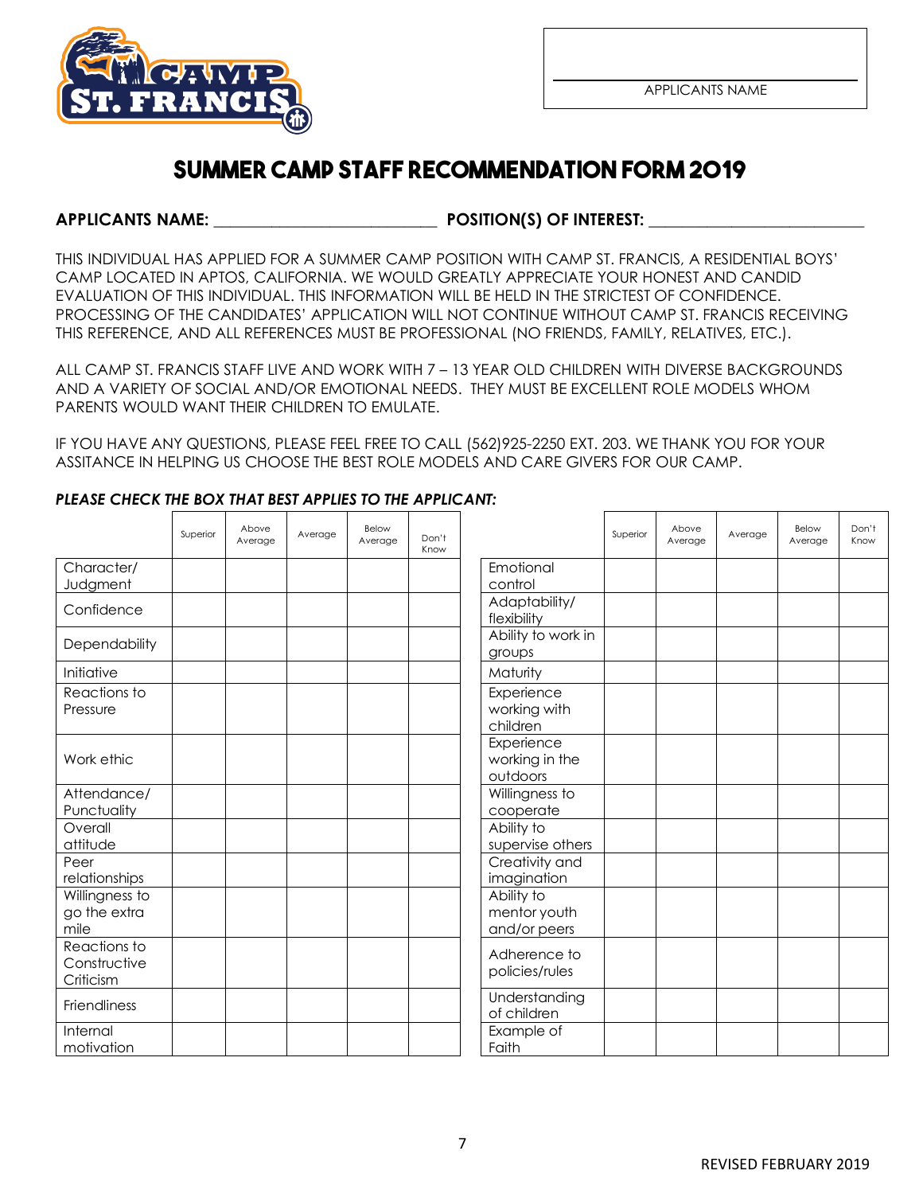APPLICANTS NAME

# SUMMER CAMP STAFF RECOMMENDATION FORM 2019

**APPLICANTS NAME:** ___________________________ **POSITION(S) OF INTEREST:** ___________________________

THIS INDIVIDUAL HAS APPLIED FOR A SUMMER CAMP POSITION WITH CAMP ST. FRANCIS, A RESIDENTIAL BOYS' CAMP LOCATED IN APTOS, CALIFORNIA. WE WOULD GREATLY APPRECIATE YOUR HONEST AND CANDID EVALUATION OF THIS INDIVIDUAL. THIS INFORMATION WILL BE HELD IN THE STRICTEST OF CONFIDENCE. PROCESSING OF THE CANDIDATES' APPLICATION WILL NOT CONTINUE WITHOUT CAMP ST. FRANCIS RECEIVING THIS REFERENCE, AND ALL REFERENCES MUST BE PROFESSIONAL (NO FRIENDS, FAMILY, RELATIVES, ETC.).

ALL CAMP ST. FRANCIS STAFF LIVE AND WORK WITH 7 – 13 YEAR OLD CHILDREN WITH DIVERSE BACKGROUNDS AND A VARIETY OF SOCIAL AND/OR EMOTIONAL NEEDS. THEY MUST BE EXCELLENT ROLE MODELS WHOM PARENTS WOULD WANT THEIR CHILDREN TO EMULATE.

IF YOU HAVE ANY QUESTIONS, PLEASE FEEL FREE TO CALL (562)925-2250 EXT. 203. WE THANK YOU FOR YOUR ASSITANCE IN HELPING US CHOOSE THE BEST ROLE MODELS AND CARE GIVERS FOR OUR CAMP.

***PLEASE CHECK THE BOX THAT BEST APPLIES TO THE APPLICANT:***

| | Superior | Above Average | Average | Below Average | Don't Know |
|---|---|---|---|---|---|
| Character/ Judgment | | | | | |
| Confidence | | | | | |
| Dependability | | | | | |
| Initiative | | | | | |
| Reactions to Pressure | | | | | |
| Work ethic | | | | | |
| Attendance/ Punctuality | | | | | |
| Overall attitude | | | | | |
| Peer relationships | | | | | |
| Willingness to go the extra mile | | | | | |
| Reactions to Constructive Criticism | | | | | |
| Friendliness | | | | | |
| Internal motivation | | | | | |

| | Superior | Above Average | Average | Below Average | Don't Know |
|---|---|---|---|---|---|
| Emotional control | | | | | |
| Adaptability/ flexibility | | | | | |
| Ability to work in groups | | | | | |
| Maturity | | | | | |
| Experience working with children | | | | | |
| Experience working in the outdoors | | | | | |
| Willingness to cooperate | | | | | |
| Ability to supervise others | | | | | |
| Creativity and imagination | | | | | |
| Ability to mentor youth and/or peers | | | | | |
| Adherence to policies/rules | | | | | |
| Understanding of children | | | | | |
| Example of Faith | | | | | |

REVISED FEBRUARY 2019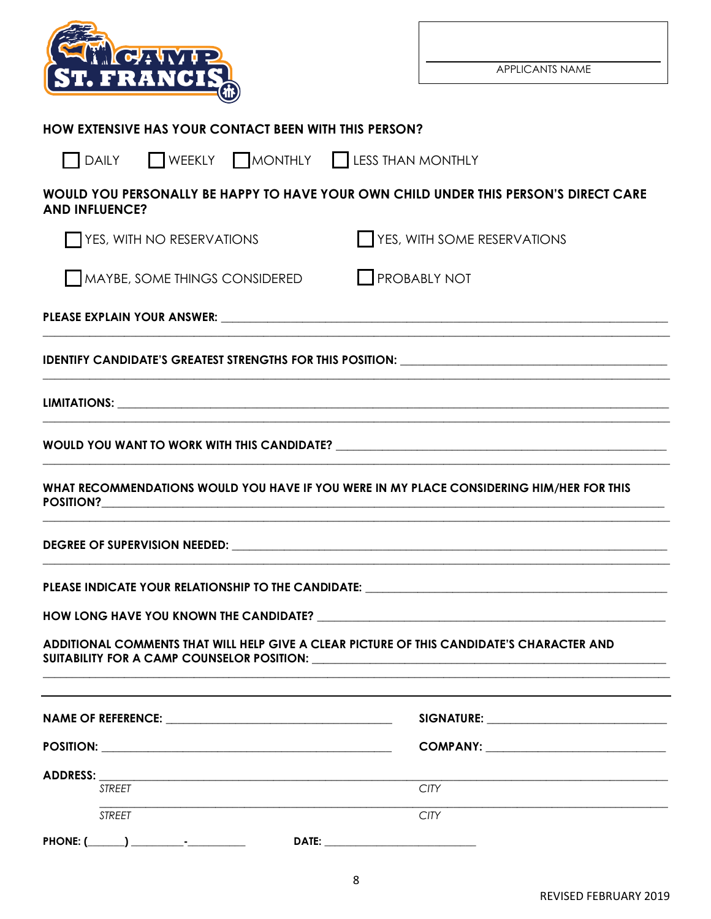CAMP ST. FRANCIS

APPLICANTS NAME: ______________________

**HOW EXTENSIVE HAS YOUR CONTACT BEEN WITH THIS PERSON?**

☐ DAILY ☐ WEEKLY ☐ MONTHLY ☐ LESS THAN MONTHLY

**WOULD YOU PERSONALLY BE HAPPY TO HAVE YOUR OWN CHILD UNDER THIS PERSON'S DIRECT CARE AND INFLUENCE?**

☐ YES, WITH NO RESERVATIONS ☐ YES, WITH SOME RESERVATIONS

☐ MAYBE, SOME THINGS CONSIDERED ☐ PROBABLY NOT

**PLEASE EXPLAIN YOUR ANSWER:** ______________________

______________________

**IDENTIFY CANDIDATE'S GREATEST STRENGTHS FOR THIS POSITION:** ______________________

______________________

**LIMITATIONS:** ______________________

______________________

**WOULD YOU WANT TO WORK WITH THIS CANDIDATE?** ______________________

______________________

**WHAT RECOMMENDATIONS WOULD YOU HAVE IF YOU WERE IN MY PLACE CONSIDERING HIM/HER FOR THIS POSITION?** ______________________

______________________

**DEGREE OF SUPERVISION NEEDED:** ______________________

______________________

**PLEASE INDICATE YOUR RELATIONSHIP TO THE CANDIDATE:** ______________________

**HOW LONG HAVE YOU KNOWN THE CANDIDATE?** ______________________

**ADDITIONAL COMMENTS THAT WILL HELP GIVE A CLEAR PICTURE OF THIS CANDIDATE'S CHARACTER AND SUITABILITY FOR A CAMP COUNSELOR POSITION:** ______________________

______________________

---

**NAME OF REFERENCE:** ______________________ **SIGNATURE:** ______________________

**POSITION:** ______________________ **COMPANY:** ______________________

**ADDRESS:** ______________________

*STREET* *CITY*

______________________

*STREET* *CITY*

**PHONE: (\_\_\_\_\_\_)** \_\_\_\_\_\_\_\_\_-\_\_\_\_\_\_\_\_\_\_ **DATE:** ______________________

REVISED FEBRUARY 2019